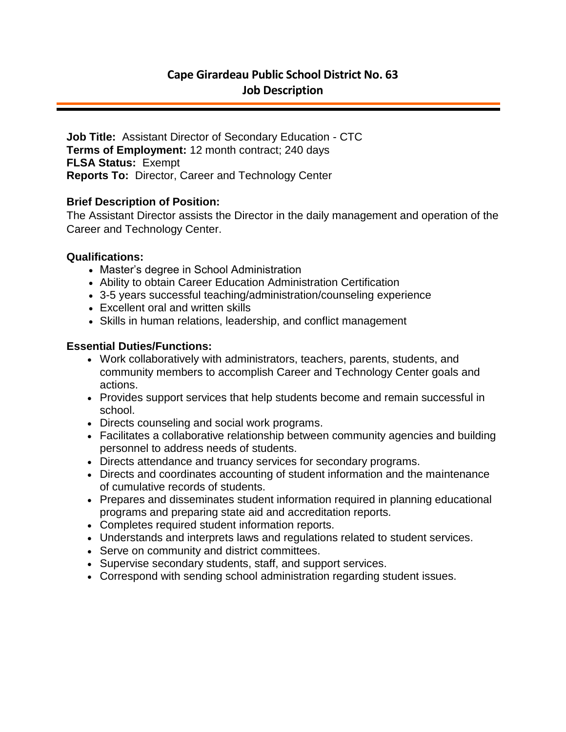# Cape Girardeau Public School District No. 63
## Job Description

**Job Title:** Assistant Director of Secondary Education - CTC
**Terms of Employment:** 12 month contract; 240 days
**FLSA Status:** Exempt
**Reports To:** Director, Career and Technology Center

**Brief Description of Position:**
The Assistant Director assists the Director in the daily management and operation of the Career and Technology Center.

**Qualifications:**

- Master's degree in School Administration
- Ability to obtain Career Education Administration Certification
- 3-5 years successful teaching/administration/counseling experience
- Excellent oral and written skills
- Skills in human relations, leadership, and conflict management

**Essential Duties/Functions:**

- Work collaboratively with administrators, teachers, parents, students, and community members to accomplish Career and Technology Center goals and actions.
- Provides support services that help students become and remain successful in school.
- Directs counseling and social work programs.
- Facilitates a collaborative relationship between community agencies and building personnel to address needs of students.
- Directs attendance and truancy services for secondary programs.
- Directs and coordinates accounting of student information and the maintenance of cumulative records of students.
- Prepares and disseminates student information required in planning educational programs and preparing state aid and accreditation reports.
- Completes required student information reports.
- Understands and interprets laws and regulations related to student services.
- Serve on community and district committees.
- Supervise secondary students, staff, and support services.
- Correspond with sending school administration regarding student issues.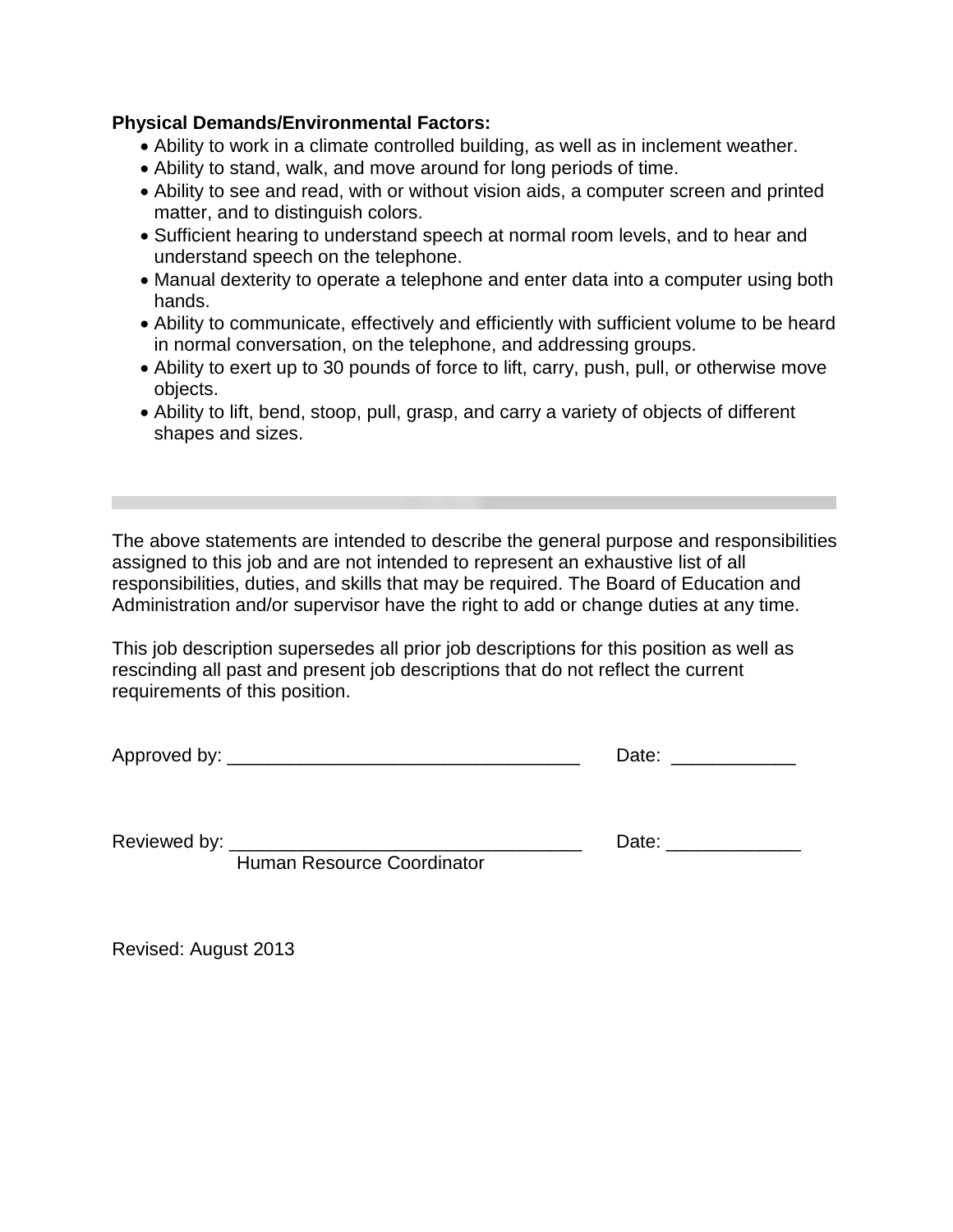**Physical Demands/Environmental Factors:**

- Ability to work in a climate controlled building, as well as in inclement weather.
- Ability to stand, walk, and move around for long periods of time.
- Ability to see and read, with or without vision aids, a computer screen and printed matter, and to distinguish colors.
- Sufficient hearing to understand speech at normal room levels, and to hear and understand speech on the telephone.
- Manual dexterity to operate a telephone and enter data into a computer using both hands.
- Ability to communicate, effectively and efficiently with sufficient volume to be heard in normal conversation, on the telephone, and addressing groups.
- Ability to exert up to 30 pounds of force to lift, carry, push, pull, or otherwise move objects.
- Ability to lift, bend, stoop, pull, grasp, and carry a variety of objects of different shapes and sizes.

---

The above statements are intended to describe the general purpose and responsibilities assigned to this job and are not intended to represent an exhaustive list of all responsibilities, duties, and skills that may be required. The Board of Education and Administration and/or supervisor have the right to add or change duties at any time.

This job description supersedes all prior job descriptions for this position as well as rescinding all past and present job descriptions that do not reflect the current requirements of this position.

Approved by: __________________________________ Date: ____________

Reviewed by: __________________________________ Date: _____________
Human Resource Coordinator

Revised: August 2013